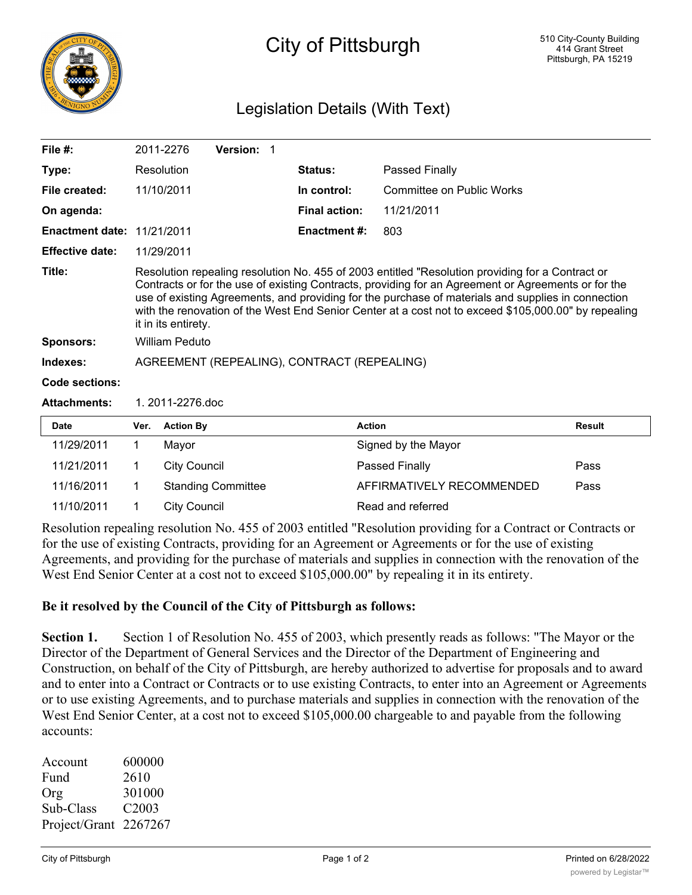# City of Pittsburgh

510 City-County Building
414 Grant Street
Pittsburgh, PA 15219

## Legislation Details (With Text)

| | | | |
|---|---|---|---|
| **File #:** | 2011-2276 **Version:** 1 | | |
| **Type:** | Resolution | **Status:** | Passed Finally |
| **File created:** | 11/10/2011 | **In control:** | Committee on Public Works |
| **On agenda:** | | **Final action:** | 11/21/2011 |
| **Enactment date:** | 11/21/2011 | **Enactment #:** | 803 |
| **Effective date:** | 11/29/2011 | | |

**Title:** Resolution repealing resolution No. 455 of 2003 entitled "Resolution providing for a Contract or Contracts or for the use of existing Contracts, providing for an Agreement or Agreements or for the use of existing Agreements, and providing for the purchase of materials and supplies in connection with the renovation of the West End Senior Center at a cost not to exceed $105,000.00" by repealing it in its entirety.

**Sponsors:** William Peduto

**Indexes:** AGREEMENT (REPEALING), CONTRACT (REPEALING)

**Code sections:**

**Attachments:** 1. 2011-2276.doc

| Date | Ver. | Action By | Action | Result |
|---|---|---|---|---|
| 11/29/2011 | 1 | Mayor | Signed by the Mayor | |
| 11/21/2011 | 1 | City Council | Passed Finally | Pass |
| 11/16/2011 | 1 | Standing Committee | AFFIRMATIVELY RECOMMENDED | Pass |
| 11/10/2011 | 1 | City Council | Read and referred | |

Resolution repealing resolution No. 455 of 2003 entitled "Resolution providing for a Contract or Contracts or for the use of existing Contracts, providing for an Agreement or Agreements or for the use of existing Agreements, and providing for the purchase of materials and supplies in connection with the renovation of the West End Senior Center at a cost not to exceed $105,000.00" by repealing it in its entirety.

**Be it resolved by the Council of the City of Pittsburgh as follows:**

**Section 1.** Section 1 of Resolution No. 455 of 2003, which presently reads as follows: "The Mayor or the Director of the Department of General Services and the Director of the Department of Engineering and Construction, on behalf of the City of Pittsburgh, are hereby authorized to advertise for proposals and to award and to enter into a Contract or Contracts or to use existing Contracts, to enter into an Agreement or Agreements or to use existing Agreements, and to purchase materials and supplies in connection with the renovation of the West End Senior Center, at a cost not to exceed $105,000.00 chargeable to and payable from the following accounts:

| | |
|---|---|
| Account | 600000 |
| Fund | 2610 |
| Org | 301000 |
| Sub-Class | C2003 |
| Project/Grant | 2267267 |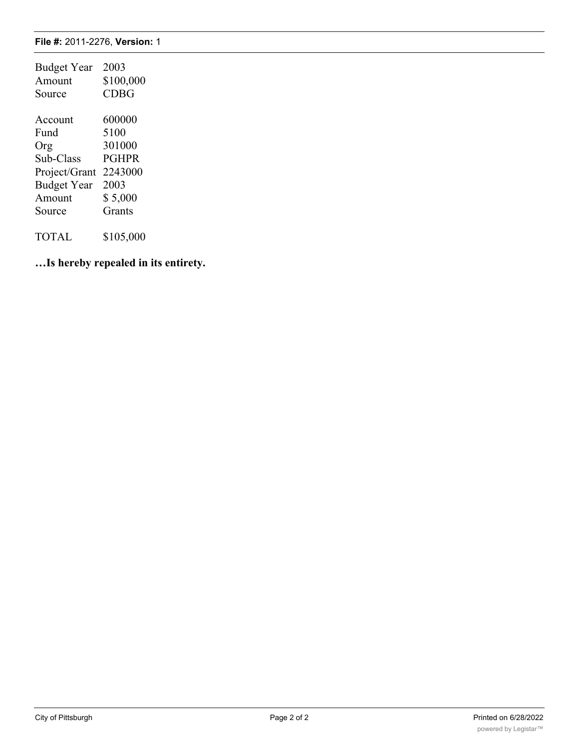File #: 2011-2276, Version: 1

| | |
|---|---|
| Budget Year | 2003 |
| Amount | $100,000 |
| Source | CDBG |

| | |
|---|---|
| Account | 600000 |
| Fund | 5100 |
| Org | 301000 |
| Sub-Class | PGHPR |
| Project/Grant | 2243000 |
| Budget Year | 2003 |
| Amount | $ 5,000 |
| Source | Grants |

| | |
|---|---|
| TOTAL | $105,000 |

**…Is hereby repealed in its entirety.**